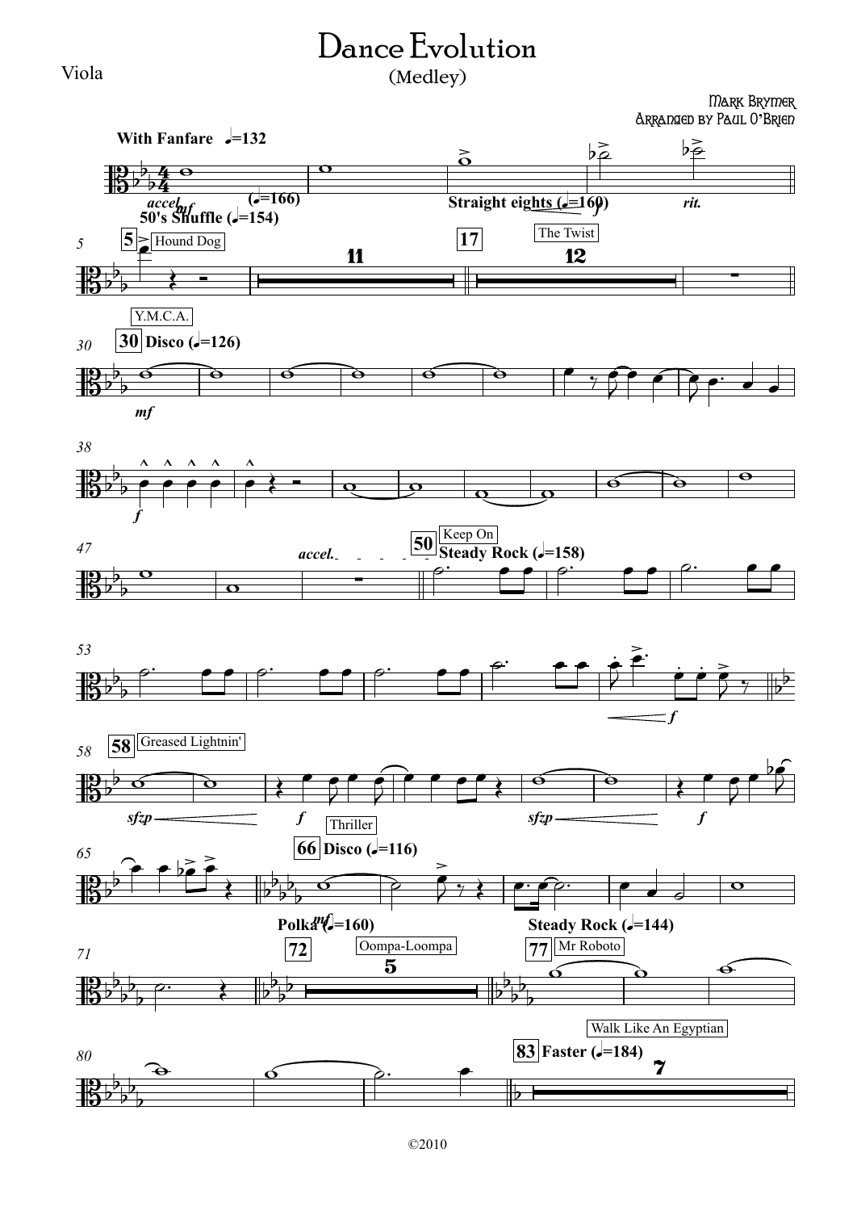# Dance Evolution

(Medley)

Viola

Mark Brymer

Arranged by Paul O'Brien

©2010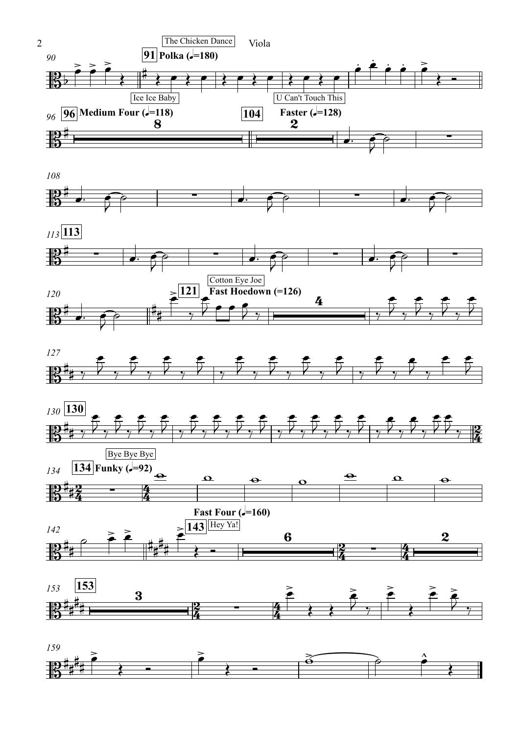Viola

The Chicken Dance

91 Polka (♩.=180)

Ice Ice Baby

96 Medium Four (♩=118)

104

U Can't Touch This

Faster (♩=128)

113

Cotton Eye Joe

121 Fast Hoedown (=126)

130

Bye Bye Bye

134 Funky (♩=92)

Fast Four (♩=160)

143

Hey Ya!

153